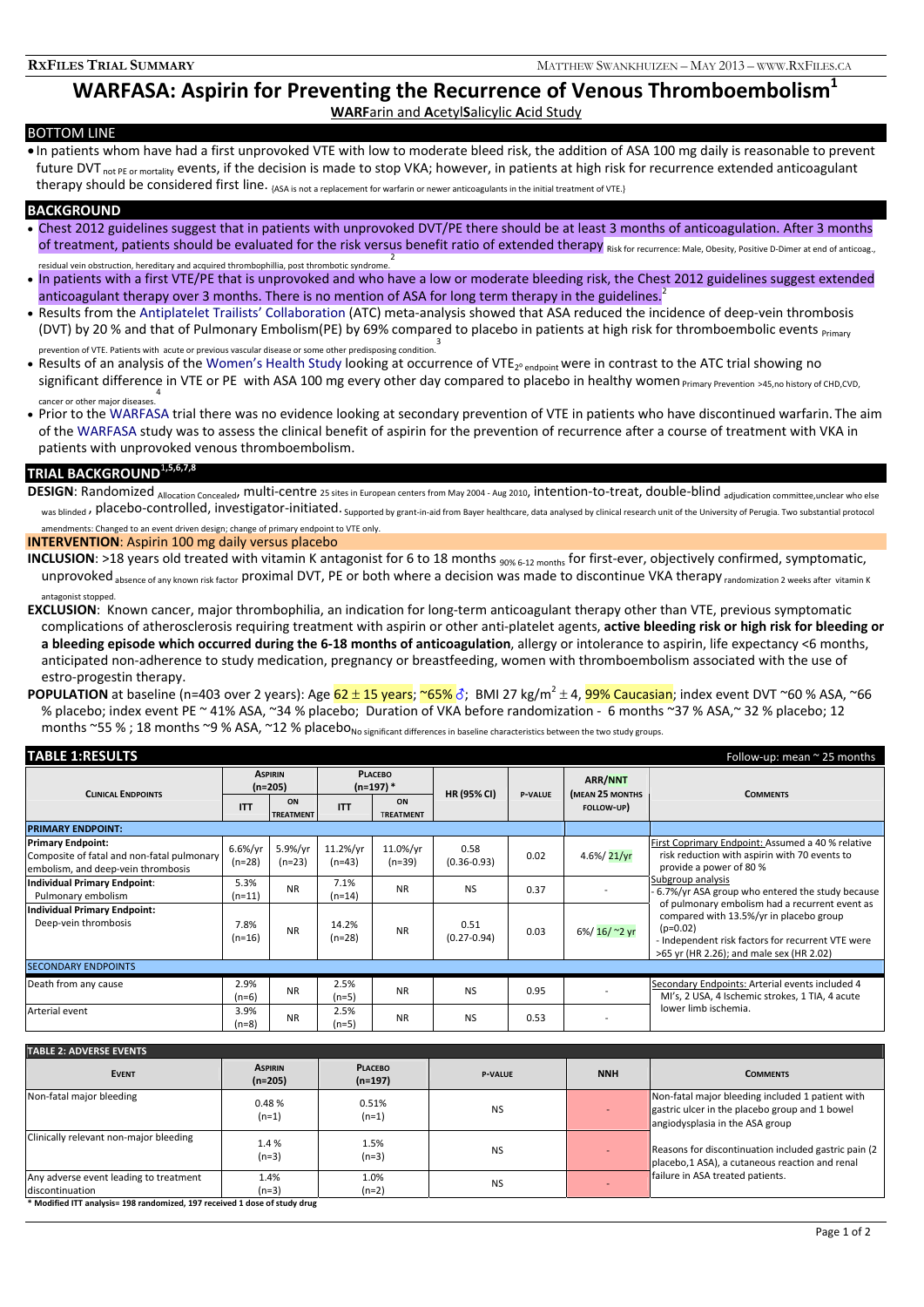# WARFASA: Aspirin for Preventing the Recurrence of Venous Thromboembolism[1]

**WARF**arin and **A**cetyl**S**alicylic **A**cid Study

## BOTTOM LINE

- In patients whom have had a first unprovoked VTE with low to moderate bleed risk, the addition of ASA 100 mg daily is reasonable to prevent future DVT $_{\text{not PE or mortality}}$ events, if the decision is made to stop VKA; however, in patients at high risk for recurrence extended anticoagulant therapy should be considered first line. {ASA is not a replacement for warfarin or newer anticoagulants in the initial treatment of VTE.}

## BACKGROUND

- Chest 2012 guidelines suggest that in patients with unprovoked DVT/PE there should be at least 3 months of anticoagulation. After 3 months of treatment, patients should be evaluated for the risk versus benefit ratio of extended therapy Risk for recurrence: Male, Obesity, Positive D-Dimer at end of anticoag., residual vein obstruction, hereditary and acquired thrombophillia, post thrombotic syndrome.[2]
- In patients with a first VTE/PE that is unprovoked and who have a low or moderate bleeding risk, the Chest 2012 guidelines suggest extended anticoagulant therapy over 3 months. There is no mention of ASA for long term therapy in the guidelines.[2]
- Results from the Antiplatelet Trailists' Collaboration (ATC) meta-analysis showed that ASA reduced the incidence of deep-vein thrombosis (DVT) by 20 % and that of Pulmonary Embolism(PE) by 69% compared to placebo in patients at high risk for thromboembolic events Primary prevention of VTE. Patients with acute or previous vascular disease or some other predisposing condition.[3]
- Results of an analysis of the Women's Health Study looking at occurrence of VTE$_{2° \text{ endpoint}}$ were in contrast to the ATC trial showing no significant difference in VTE or PE with ASA 100 mg every other day compared to placebo in healthy women Primary Prevention >45,no history of CHD,CVD, cancer or other major diseases.[4]
- Prior to the WARFASA trial there was no evidence looking at secondary prevention of VTE in patients who have discontinued warfarin. The aim of the WARFASA study was to assess the clinical benefit of aspirin for the prevention of recurrence after a course of treatment with VKA in patients with unprovoked venous thromboembolism.

## TRIAL BACKGROUND[1,5,6,7,8]

**DESIGN**: Randomized Allocation Concealed, multi-centre 25 sites in European centers from May 2004 - Aug 2010, intention-to-treat, double-blind adjudication committee,unclear who else was blinded, placebo-controlled, investigator-initiated. Supported by grant-in-aid from Bayer healthcare, data analysed by clinical research unit of the University of Perugia. Two substantial protocol amendments: Changed to an event driven design; change of primary endpoint to VTE only.

**INTERVENTION**: Aspirin 100 mg daily versus placebo

**INCLUSION**: >18 years old treated with vitamin K antagonist for 6 to 18 months 90% 6-12 months for first-ever, objectively confirmed, symptomatic, unprovoked absence of any known risk factor proximal DVT, PE or both where a decision was made to discontinue VKA therapy randomization 2 weeks after vitamin K antagonist stopped.

**EXCLUSION**: Known cancer, major thrombophilia, an indication for long-term anticoagulant therapy other than VTE, previous symptomatic complications of atherosclerosis requiring treatment with aspirin or other anti-platelet agents, **active bleeding risk or high risk for bleeding or a bleeding episode which occurred during the 6-18 months of anticoagulation**, allergy or intolerance to aspirin, life expectancy <6 months, anticipated non-adherence to study medication, pregnancy or breastfeeding, women with thromboembolism associated with the use of estro-progestin therapy.

**POPULATION** at baseline (n=403 over 2 years): Age 62 ± 15 years; ~65% ♂; BMI 27 kg/m$^2$ ± 4, 99% Caucasian; index event DVT ~60 % ASA, ~66 % placebo; index event PE ~ 41% ASA, ~34 % placebo; Duration of VKA before randomization - 6 months ~37 % ASA,~ 32 % placebo; 12 months ~55 % ; 18 months ~9 % ASA, ~12 % placebo No significant differences in baseline characteristics between the two study groups.

**TABLE 1: RESULTS** — Follow-up: mean ~ 25 months

| Clinical Endpoints | Aspirin (n=205) | | Placebo (n=197)* | | HR (95% CI) | P-value | ARR/NNT (mean 25 months follow-up) | Comments |
|---|---|---|---|---|---|---|---|---|
| | ITT | On Treatment | ITT | On Treatment | | | | |
| **PRIMARY ENDPOINT:** | | | | | | | | |
| **Primary Endpoint:** Composite of fatal and non-fatal pulmonary embolism, and deep-vein thrombosis | 6.6%/yr (n=28) | 5.9%/yr (n=23) | 11.2%/yr (n=43) | 11.0%/yr (n=39) | 0.58 (0.36-0.93) | 0.02 | 4.6%/ 21/yr | First Coprimary Endpoint: Assumed a 40 % relative risk reduction with aspirin with 70 events to provide a power of 80 % |
| **Individual Primary Endpoint**: Pulmonary embolism | 5.3% (n=11) | NR | 7.1% (n=14) | NR | NS | 0.37 | - | Subgroup analysis - 6.7%/yr ASA group who entered the study because of pulmonary embolism had a recurrent event as compared with 13.5%/yr in placebo group (p=0.02) |
| **Individual Primary Endpoint:** Deep-vein thrombosis | 7.8% (n=16) | NR | 14.2% (n=28) | NR | 0.51 (0.27-0.94) | 0.03 | 6%/ 16/ ~2 yr | - Independent risk factors for recurrent VTE were >65 yr (HR 2.26); and male sex (HR 2.02) |
| SECONDARY ENDPOINTS | | | | | | | | |
| Death from any cause | 2.9% (n=6) | NR | 2.5% (n=5) | NR | NS | 0.95 | - | Secondary Endpoints: Arterial events included 4 MI's, 2 USA, 4 Ischemic strokes, 1 TIA, 4 acute lower limb ischemia. |
| Arterial event | 3.9% (n=8) | NR | 2.5% (n=5) | NR | NS | 0.53 | - | |

**TABLE 2: ADVERSE EVENTS**

| Event | Aspirin (n=205) | Placebo (n=197) | P-value | NNH | Comments |
|---|---|---|---|---|---|
| Non-fatal major bleeding | 0.48 % (n=1) | 0.51% (n=1) | NS | - | Non-fatal major bleeding included 1 patient with gastric ulcer in the placebo group and 1 bowel angiodysplasia in the ASA group |
| Clinically relevant non-major bleeding | 1.4 % (n=3) | 1.5% (n=3) | NS | - | Reasons for discontinuation included gastric pain (2 placebo,1 ASA), a cutaneous reaction and renal failure in ASA treated patients. |
| Any adverse event leading to treatment discontinuation | 1.4% (n=3) | 1.0% (n=2) | NS | - | |

\* Modified ITT analysis= 198 randomized, 197 received 1 dose of study drug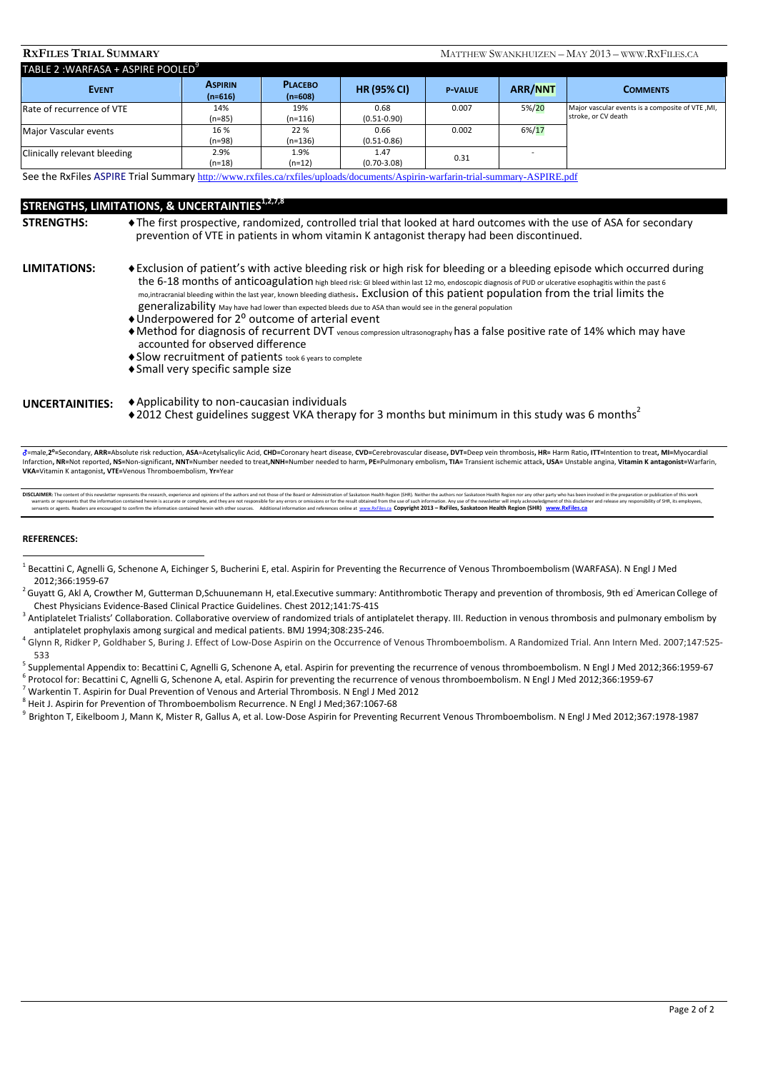TABLE 2 : WARFASA + ASPIRE POOLED[9]

| EVENT | ASPIRIN (n=616) | PLACEBO (n=608) | HR (95% CI) | P-VALUE | ARR/NNT | COMMENTS |
|---|---|---|---|---|---|---|
| Rate of recurrence of VTE | 14% (n=85) | 19% (n=116) | 0.68 (0.51-0.90) | 0.007 | 5%/20 | Major vascular events is a composite of VTE ,MI, stroke, or CV death |
| Major Vascular events | 16 % (n=98) | 22 % (n=136) | 0.66 (0.51-0.86) | 0.002 | 6%/17 | |
| Clinically relevant bleeding | 2.9% (n=18) | 1.9% (n=12) | 1.47 (0.70-3.08) | 0.31 | - | |

See the RxFiles ASPIRE Trial Summary http://www.rxfiles.ca/rxfiles/uploads/documents/Aspirin-warfarin-trial-summary-ASPIRE.pdf

## STRENGTHS, LIMITATIONS, & UNCERTAINTIES[1,2,7,8]

**STRENGTHS:**

- The first prospective, randomized, controlled trial that looked at hard outcomes with the use of ASA for secondary prevention of VTE in patients in whom vitamin K antagonist therapy had been discontinued.

**LIMITATIONS:**

- Exclusion of patient's with active bleeding risk or high risk for bleeding or a bleeding episode which occurred during the 6-18 months of anticoagulation high bleed risk: GI bleed within last 12 mo, endoscopic diagnosis of PUD or ulcerative esophagitis within the past 6 mo,intracranial bleeding within the last year, known bleeding diathesis. Exclusion of this patient population from the trial limits the generalizability May have had lower than expected bleeds due to ASA than would see in the general population
- Underpowered for 2º outcome of arterial event
- Method for diagnosis of recurrent DVT venous compression ultrasonography has a false positive rate of 14% which may have accounted for observed difference
- Slow recruitment of patients took 6 years to complete
- Small very specific sample size

**UNCERTAINITIES:**

- Applicability to non-caucasian individuals
- 2012 Chest guidelines suggest VKA therapy for 3 months but minimum in this study was 6 months[2]

♂=male, **2º**=Secondary, **ARR**=Absolute risk reduction, **ASA**=Acetylsalicylic Acid, **CHD**=Coronary heart disease, **CVD**=Cerebrovascular disease, **DVT**=Deep vein thrombosis, **HR**= Harm Ratio, **ITT**=Intention to treat, **MI**=Myocardial Infarction, **NR**=Not reported, **NS**=Non-significant, **NNT**=Number needed to treat, **NNH**=Number needed to harm, **PE**=Pulmonary embolism, **TIA**= Transient ischemic attack, **USA**= Unstable angina, **Vitamin K antagonist**=Warfarin, **VKA**=Vitamin K antagonist, **VTE**=Venous Thromboembolism, **Yr**=Year

**DISCLAIMER**: The content of this newsletter represents the research, experience and opinions of the authors and not those of the Board or Administration of Saskatoon Health Region (SHR). Neither the authors nor Saskatoon Health Region nor any other party who has been involved in the preparation or publication of this work warrants or represents that the information contained herein is accurate or complete, and they are not responsible for any errors or omissions or for the result obtained from the use of such information. Any use of the newsletter will imply acknowledgment of this disclaimer and release any responsibility of SHR, its employees, servants or agents. Readers are encouraged to confirm the information contained herein with other sources. Additional information and references online at www.RxFiles.ca **Copyright 2013 – RxFiles, Saskatoon Health Region (SHR) www.RxFiles.ca**

**REFERENCES:**

1. Becattini C, Agnelli G, Schenone A, Eichinger S, Bucherini E, etal. Aspirin for Preventing the Recurrence of Venous Thromboembolism (WARFASA). N Engl J Med 2012;366:1959-67
2. Guyatt G, Akl A, Crowther M, Gutterman D,Schuunemann H, etal.Executive summary: Antithrombotic Therapy and prevention of thrombosis, 9th ed American College of Chest Physicians Evidence-Based Clinical Practice Guidelines. Chest 2012;141:7S-41S
3. Antiplatelet Trialists' Collaboration. Collaborative overview of randomized trials of antiplatelet therapy. III. Reduction in venous thrombosis and pulmonary embolism by antiplatelet prophylaxis among surgical and medical patients. BMJ 1994;308:235-246.
4. Glynn R, Ridker P, Goldhaber S, Buring J. Effect of Low-Dose Aspirin on the Occurrence of Venous Thromboembolism. A Randomized Trial. Ann Intern Med. 2007;147:525-533
5. Supplemental Appendix to: Becattini C, Agnelli G, Schenone A, etal. Aspirin for preventing the recurrence of venous thromboembolism. N Engl J Med 2012;366:1959-67
6. Protocol for: Becattini C, Agnelli G, Schenone A, etal. Aspirin for preventing the recurrence of venous thromboembolism. N Engl J Med 2012;366:1959-67
7. Warkentin T. Aspirin for Dual Prevention of Venous and Arterial Thrombosis. N Engl J Med 2012
8. Heit J. Aspirin for Prevention of Thromboembolism Recurrence. N Engl J Med;367:1067-68
9. Brighton T, Eikelboom J, Mann K, Mister R, Gallus A, et al. Low-Dose Aspirin for Preventing Recurrent Venous Thromboembolism. N Engl J Med 2012;367:1978-1987